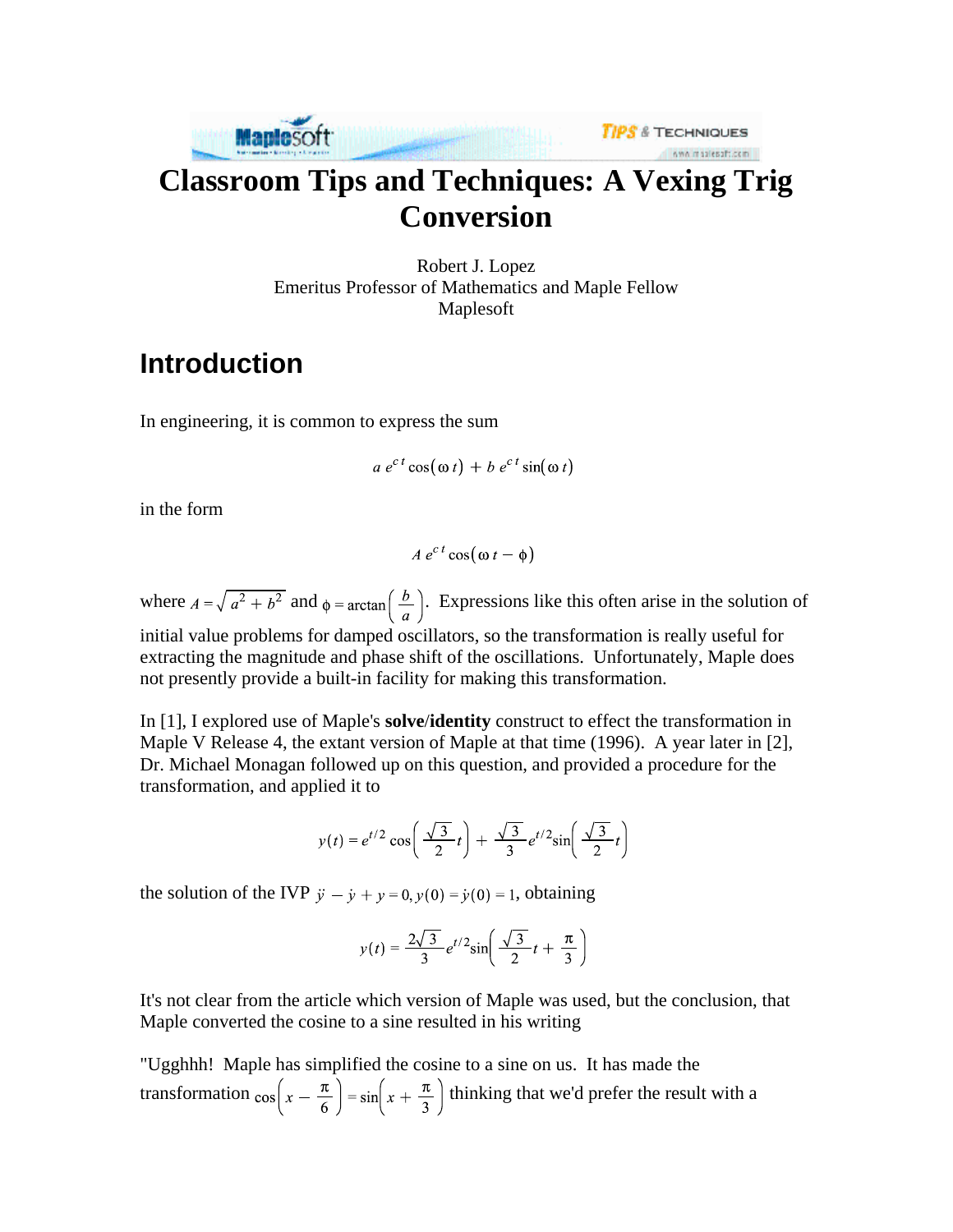# Classroom Tips and Techniques: A Vexing Trig Conversion

Robert J. Lopez
Emeritus Professor of Mathematics and Maple Fellow
Maplesoft

## Introduction

In engineering, it is common to express the sum

$$a\,e^{c\,t}\cos(\omega\,t) + b\,e^{c\,t}\sin(\omega\,t)$$

in the form

$$A\,e^{c\,t}\cos(\omega\,t - \phi)$$

where $A = \sqrt{a^2 + b^2}$ and $\phi = \arctan\left(\frac{b}{a}\right)$. Expressions like this often arise in the solution of initial value problems for damped oscillators, so the transformation is really useful for extracting the magnitude and phase shift of the oscillations. Unfortunately, Maple does not presently provide a built-in facility for making this transformation.

In [1], I explored use of Maple's **solve**/**identity** construct to effect the transformation in Maple V Release 4, the extant version of Maple at that time (1996). A year later in [2], Dr. Michael Monagan followed up on this question, and provided a procedure for the transformation, and applied it to

$$y(t) = e^{t/2}\cos\left(\frac{\sqrt{3}}{2}t\right) + \frac{\sqrt{3}}{3}e^{t/2}\sin\left(\frac{\sqrt{3}}{2}t\right)$$

the solution of the IVP $\ddot{y} - \dot{y} + y = 0, y(0) = \dot{y}(0) = 1$, obtaining

$$y(t) = \frac{2\sqrt{3}}{3}e^{t/2}\sin\left(\frac{\sqrt{3}}{2}t + \frac{\pi}{3}\right)$$

It's not clear from the article which version of Maple was used, but the conclusion, that Maple converted the cosine to a sine resulted in his writing

"Ugghhh! Maple has simplified the cosine to a sine on us. It has made the transformation $\cos\left(x - \frac{\pi}{6}\right) = \sin\left(x + \frac{\pi}{3}\right)$ thinking that we'd prefer the result with a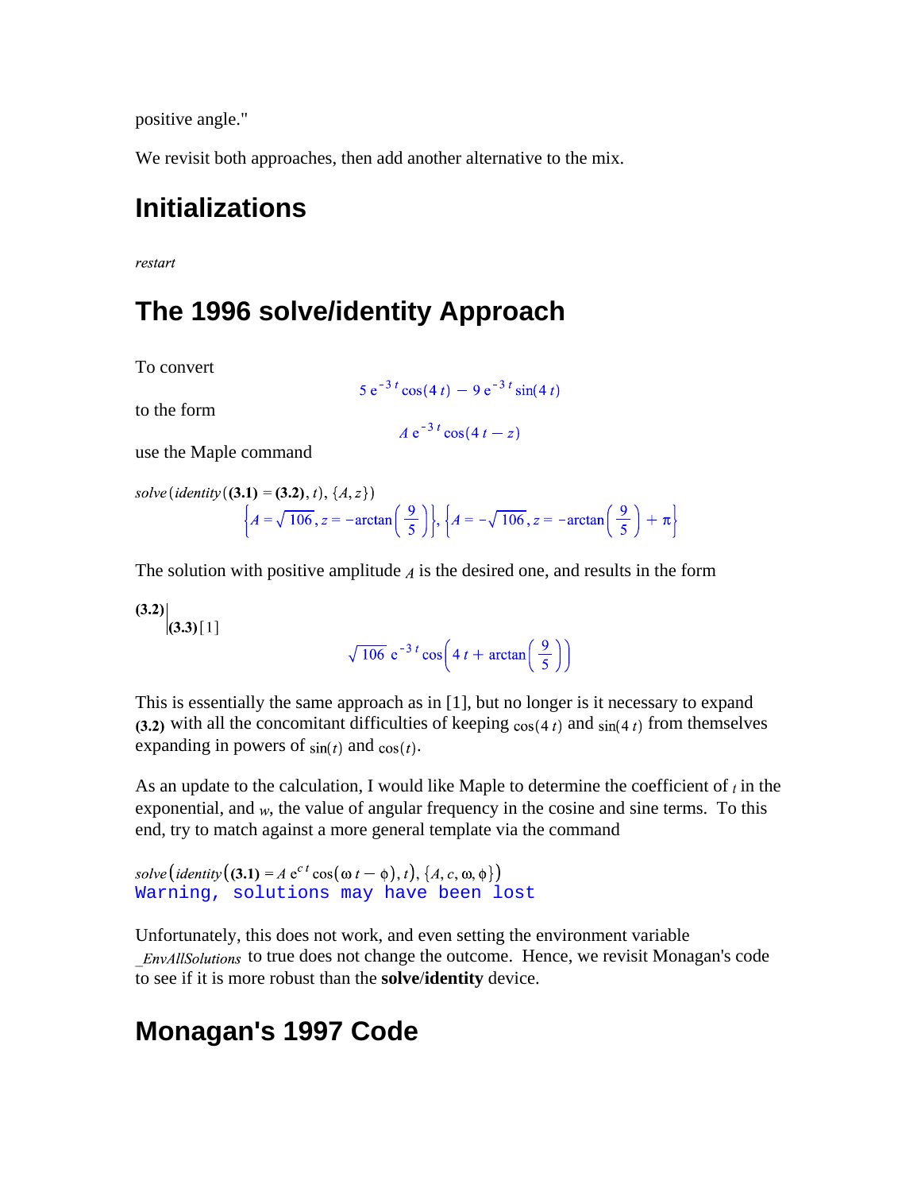positive angle."

We revisit both approaches, then add another alternative to the mix.

## Initializations

*restart*

## The 1996 solve/identity Approach

To convert

$$5\, e^{-3\,t} \cos(4\,t) - 9\, e^{-3\,t} \sin(4\,t)$$

to the form

$$A\, e^{-3\,t} \cos(4\,t - z)$$

use the Maple command

*solve*(*identity*((**3.1**) = (**3.2**), $t$), $\{A, z\}$)

$$\left\{A = \sqrt{106}, z = -\arctan\left(\frac{9}{5}\right)\right\}, \left\{A = -\sqrt{106}, z = -\arctan\left(\frac{9}{5}\right) + \pi\right\}$$

The solution with positive amplitude $A$ is the desired one, and results in the form

(**3.2**)$\Big|_{(\mathbf{3.3})[1]}$

$$\sqrt{106}\, e^{-3\,t} \cos\left(4\,t + \arctan\left(\frac{9}{5}\right)\right)$$

This is essentially the same approach as in [1], but no longer is it necessary to expand (**3.2**) with all the concomitant difficulties of keeping $\cos(4\,t)$ and $\sin(4\,t)$ from themselves expanding in powers of $\sin(t)$ and $\cos(t)$.

As an update to the calculation, I would like Maple to determine the coefficient of $t$ in the exponential, and $w$, the value of angular frequency in the cosine and sine terms. To this end, try to match against a more general template via the command

*solve*(*identity*((**3.1**) = $A\, e^{c\,t} \cos(\omega\, t - \phi)$, $t$), $\{A, c, \omega, \phi\}$)

```
Warning, solutions may have been lost
```

Unfortunately, this does not work, and even setting the environment variable *_EnvAllSolutions* to true does not change the outcome. Hence, we revisit Monagan's code to see if it is more robust than the **solve**/**identity** device.

## Monagan's 1997 Code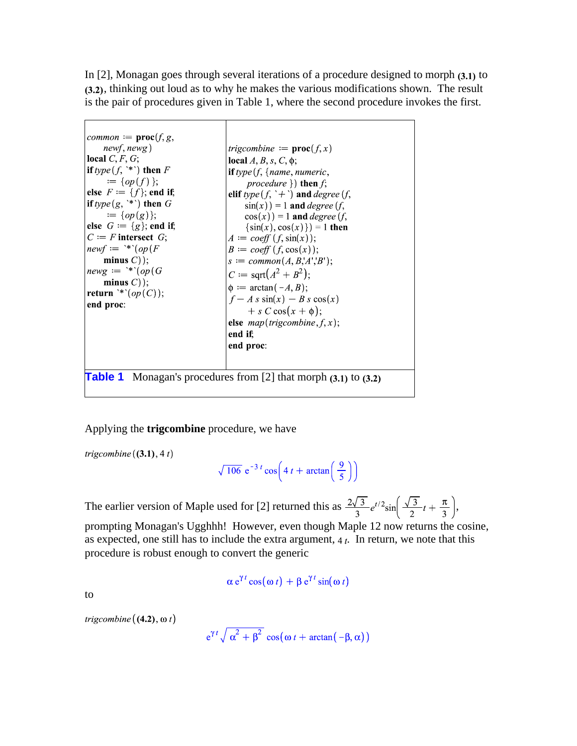In [2], Monagan goes through several iterations of a procedure designed to morph **(3.1)** to **(3.2)**, thinking out loud as to why he makes the various modifications shown. The result is the pair of procedures given in Table 1, where the second procedure invokes the first.

| | |
|---|---|
| <code>common := proc(f, g, newf, newg)<br>local C, F, G;<br>if type(f, \`*\`) then F := {op(f)};<br>else F := {f}; end if;<br>if type(g, \`*\`) then G := {op(g)};<br>else G := {g}; end if;<br>C := F intersect G;<br>newf := \`*\`(op(F minus C));<br>newg := \`*\`(op(G minus C));<br>return \`*\`(op(C));<br>end proc:</code> | <code>trigcombine := proc(f, x)<br>local A, B, s, C, φ;<br>if type(f, {name, numeric, procedure}) then f;<br>elif type(f, \`+\`) and degree(f, sin(x)) = 1 and degree(f, cos(x)) = 1 and degree(f, {sin(x), cos(x)}) = 1 then<br>A := coeff(f, sin(x));<br>B := coeff(f, cos(x));<br>s := common(A, B,'A','B');<br>C := sqrt(A^2 + B^2);<br>φ := arctan(−A, B);<br>f − A s sin(x) − B s cos(x) + s C cos(x + φ);<br>else map(trigcombine, f, x);<br>end if;<br>end proc:</code> |

**Table 1** Monagan's procedures from [2] that morph **(3.1)** to **(3.2)**

Applying the **trigcombine** procedure, we have

*trigcombine*(**(3.1)**, 4 *t*)

$$\sqrt{106}\, e^{-3t} \cos\left(4t + \arctan\left(\frac{9}{5}\right)\right)$$

The earlier version of Maple used for [2] returned this as $\frac{2\sqrt{3}}{3} e^{t/2} \sin\left(\frac{\sqrt{3}}{2} t + \frac{\pi}{3}\right)$, prompting Monagan's Ugghhh! However, even though Maple 12 now returns the cosine, as expected, one still has to include the extra argument, $4\,t$. In return, we note that this procedure is robust enough to convert the generic

$$\alpha\, e^{\gamma t} \cos(\omega\, t) + \beta\, e^{\gamma t} \sin(\omega\, t)$$

to

*trigcombine*(**(4.2)**, ω *t*)

$$e^{\gamma t} \sqrt{\alpha^2 + \beta^2}\, \cos(\omega\, t + \arctan(-\beta, \alpha))$$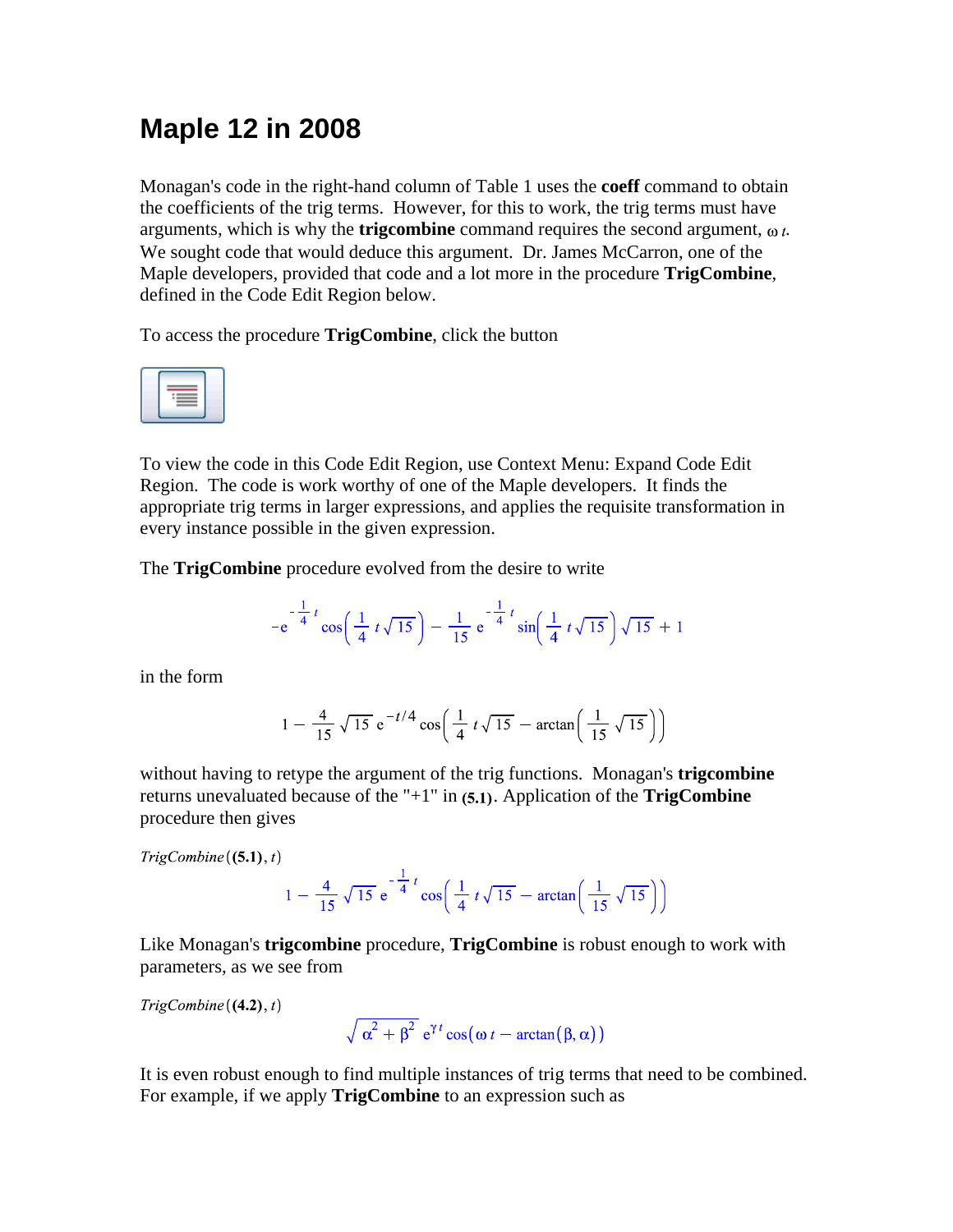# Maple 12 in 2008

Monagan's code in the right-hand column of Table 1 uses the **coeff** command to obtain the coefficients of the trig terms. However, for this to work, the trig terms must have arguments, which is why the **trigcombine** command requires the second argument, $\omega\, t$. We sought code that would deduce this argument. Dr. James McCarron, one of the Maple developers, provided that code and a lot more in the procedure **TrigCombine**, defined in the Code Edit Region below.

To access the procedure **TrigCombine**, click the button

To view the code in this Code Edit Region, use Context Menu: Expand Code Edit Region. The code is work worthy of one of the Maple developers. It finds the appropriate trig terms in larger expressions, and applies the requisite transformation in every instance possible in the given expression.

The **TrigCombine** procedure evolved from the desire to write

$$-e^{-\frac{1}{4}t}\cos\left(\frac{1}{4}t\sqrt{15}\right)-\frac{1}{15}e^{-\frac{1}{4}t}\sin\left(\frac{1}{4}t\sqrt{15}\right)\sqrt{15}+1$$

in the form

$$1-\frac{4}{15}\sqrt{15}\,e^{-t/4}\cos\left(\frac{1}{4}t\sqrt{15}-\arctan\left(\frac{1}{15}\sqrt{15}\right)\right)$$

without having to retype the argument of the trig functions. Monagan's **trigcombine** returns unevaluated because of the "+1" in **(5.1)**. Application of the **TrigCombine** procedure then gives

*TrigCombine*((**5.1**), $t$)

$$1-\frac{4}{15}\sqrt{15}\,e^{-\frac{1}{4}t}\cos\left(\frac{1}{4}t\sqrt{15}-\arctan\left(\frac{1}{15}\sqrt{15}\right)\right)$$

Like Monagan's **trigcombine** procedure, **TrigCombine** is robust enough to work with parameters, as we see from

*TrigCombine*((**4.2**), $t$)

$$\sqrt{\alpha^2+\beta^2}\,e^{\gamma t}\cos\left(\omega t-\arctan(\beta,\alpha)\right)$$

It is even robust enough to find multiple instances of trig terms that need to be combined. For example, if we apply **TrigCombine** to an expression such as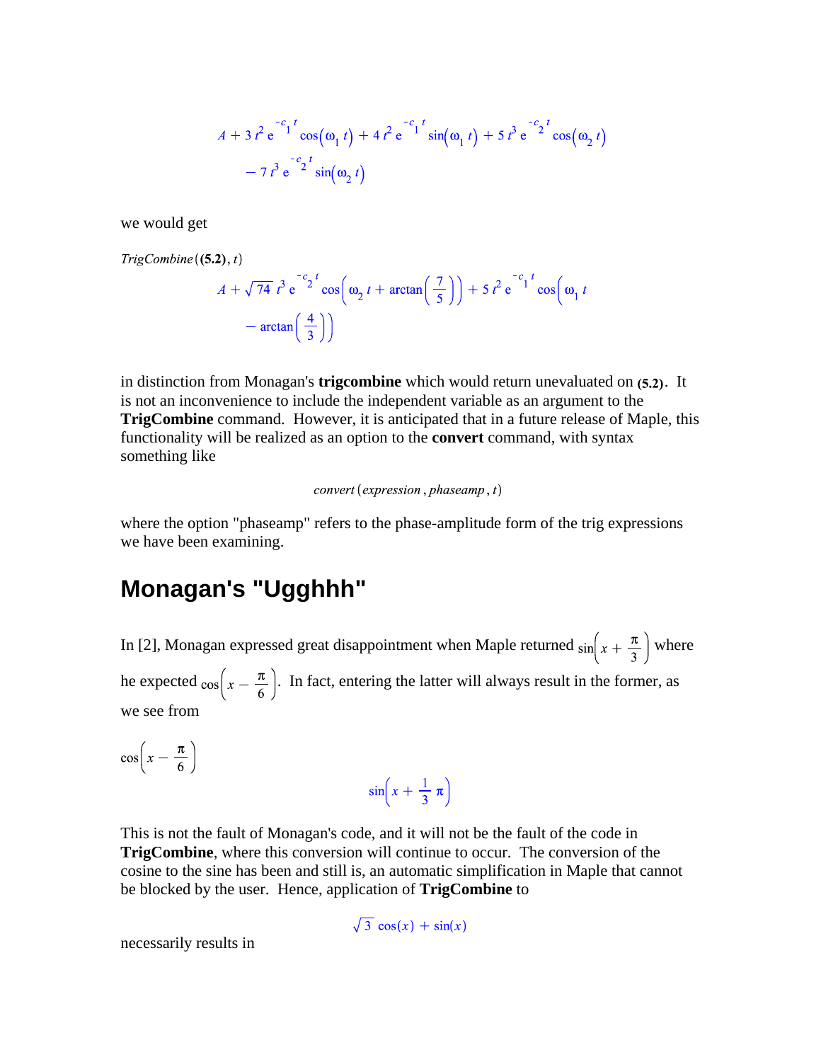$$A + 3\,t^2\,e^{-c_1\,t}\cos(\omega_1\,t) + 4\,t^2\,e^{-c_1\,t}\sin(\omega_1\,t) + 5\,t^3\,e^{-c_2\,t}\cos(\omega_2\,t) - 7\,t^3\,e^{-c_2\,t}\sin(\omega_2\,t)$$

we would get

$TrigCombine((\mathbf{5.2}), t)$

$$A + \sqrt{74}\,t^3\,e^{-c_2\,t}\cos\left(\omega_2\,t + \arctan\left(\frac{7}{5}\right)\right) + 5\,t^2\,e^{-c_1\,t}\cos\left(\omega_1\,t - \arctan\left(\frac{4}{3}\right)\right)$$

in distinction from Monagan's **trigcombine** which would return unevaluated on **(5.2)**. It is not an inconvenience to include the independent variable as an argument to the **TrigCombine** command. However, it is anticipated that in a future release of Maple, this functionality will be realized as an option to the **convert** command, with syntax something like

$$convert(expression, phaseamp, t)$$

where the option "phaseamp" refers to the phase-amplitude form of the trig expressions we have been examining.

## Monagan's "Ugghhh"

In [2], Monagan expressed great disappointment when Maple returned $\sin\left(x + \frac{\pi}{3}\right)$ where he expected $\cos\left(x - \frac{\pi}{6}\right)$. In fact, entering the latter will always result in the former, as we see from

$\cos\left(x - \frac{\pi}{6}\right)$

$$\sin\left(x + \frac{1}{3}\pi\right)$$

This is not the fault of Monagan's code, and it will not be the fault of the code in **TrigCombine**, where this conversion will continue to occur. The conversion of the cosine to the sine has been and still is, an automatic simplification in Maple that cannot be blocked by the user. Hence, application of **TrigCombine** to

$$\sqrt{3}\cos(x) + \sin(x)$$

necessarily results in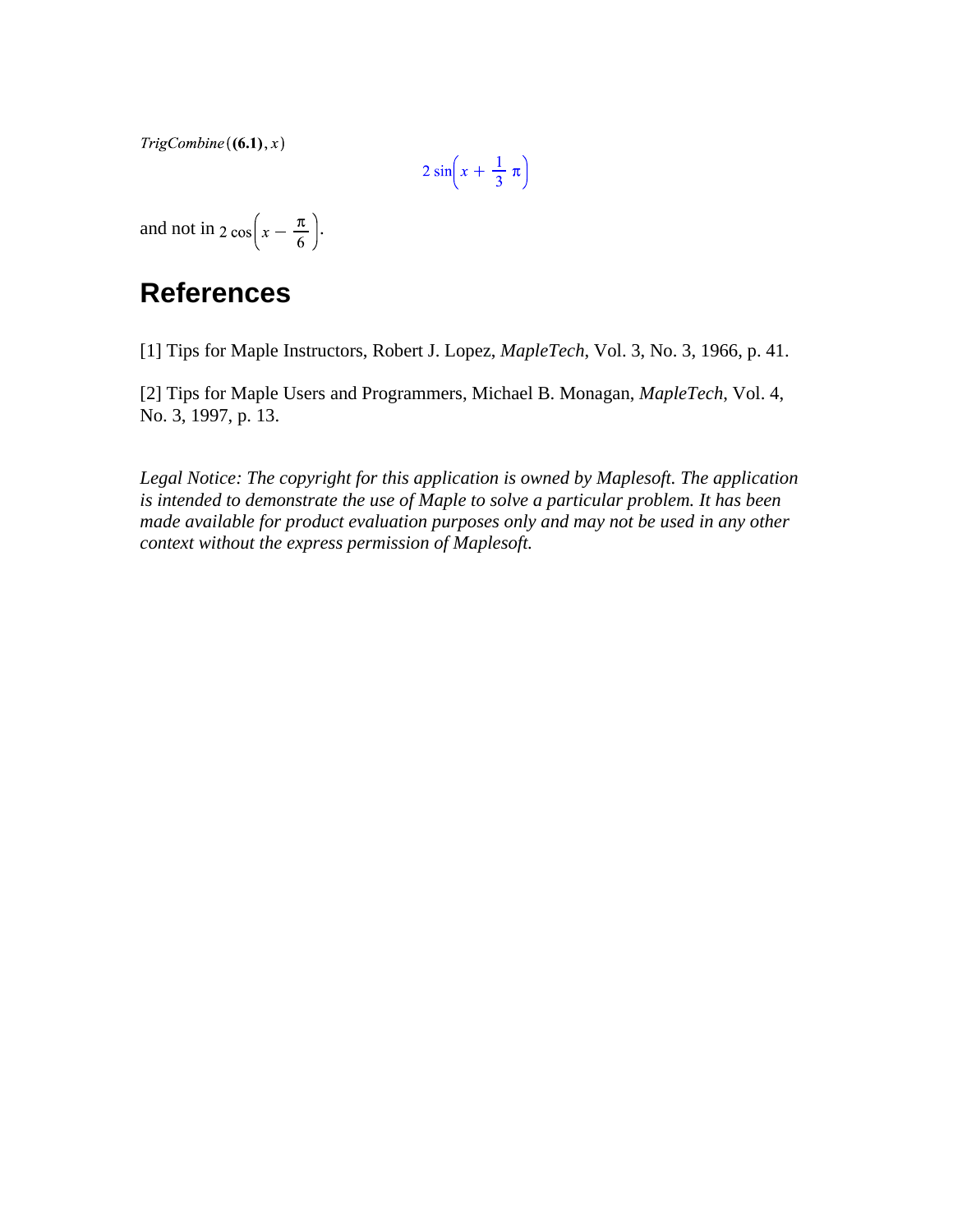$TrigCombine((\mathbf{6.1}), x)$

$$2 \sin\left(x + \frac{1}{3}\pi\right)$$

and not in $2\cos\left(x - \frac{\pi}{6}\right)$.

## References

[1] Tips for Maple Instructors, Robert J. Lopez, *MapleTech*, Vol. 3, No. 3, 1966, p. 41.

[2] Tips for Maple Users and Programmers, Michael B. Monagan, *MapleTech*, Vol. 4, No. 3, 1997, p. 13.

*Legal Notice: The copyright for this application is owned by Maplesoft. The application is intended to demonstrate the use of Maple to solve a particular problem. It has been made available for product evaluation purposes only and may not be used in any other context without the express permission of Maplesoft.*